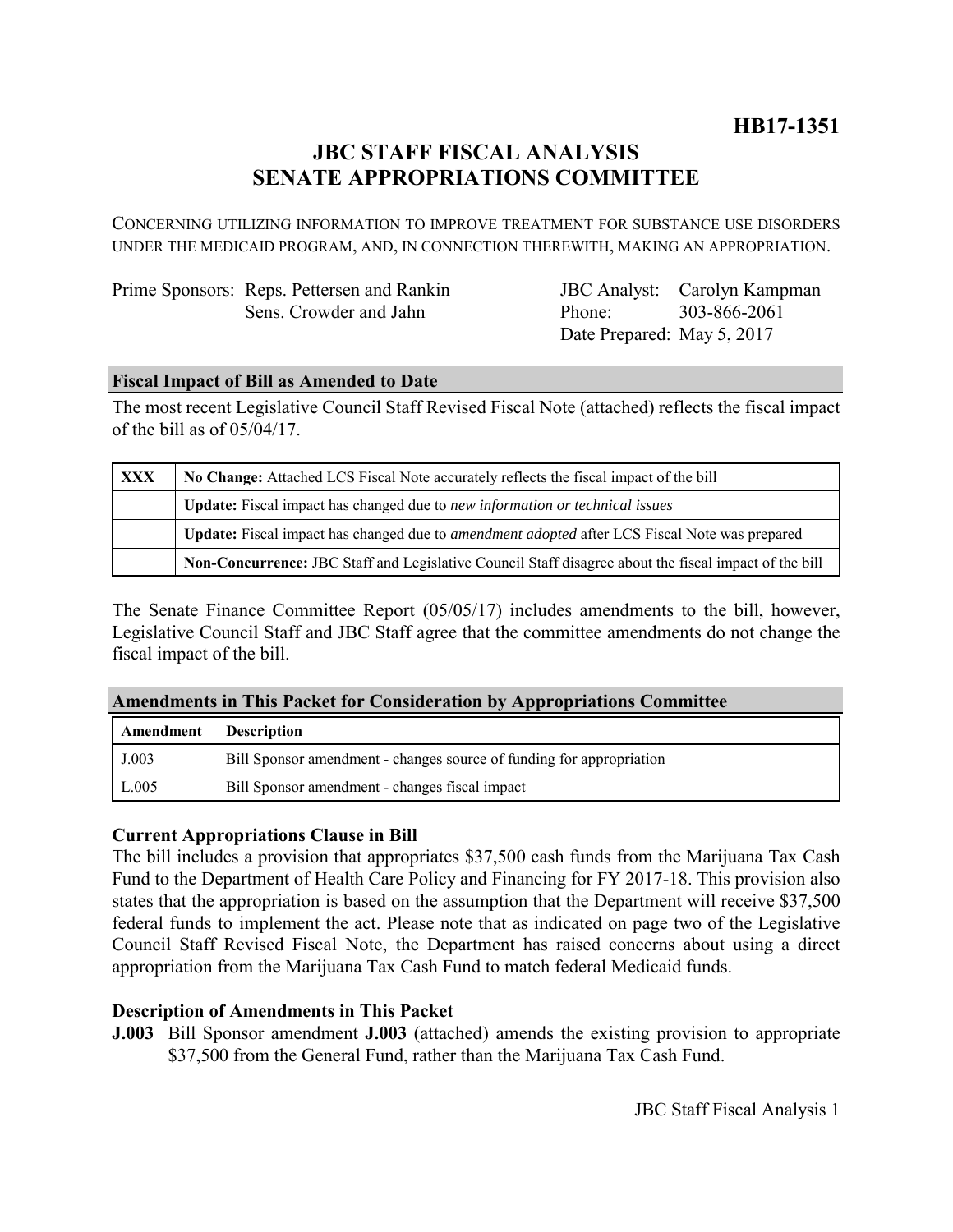**HB17-1351**

# JBC STAFF FISCAL ANALYSIS
# SENATE APPROPRIATIONS COMMITTEE

CONCERNING UTILIZING INFORMATION TO IMPROVE TREATMENT FOR SUBSTANCE USE DISORDERS UNDER THE MEDICAID PROGRAM, AND, IN CONNECTION THEREWITH, MAKING AN APPROPRIATION.

Prime Sponsors: Reps. Pettersen and Rankin
Sens. Crowder and Jahn

JBC Analyst: Carolyn Kampman
Phone: 303-866-2061
Date Prepared: May 5, 2017

## Fiscal Impact of Bill as Amended to Date

The most recent Legislative Council Staff Revised Fiscal Note (attached) reflects the fiscal impact of the bill as of 05/04/17.

| | |
|---|---|
| XXX | **No Change:** Attached LCS Fiscal Note accurately reflects the fiscal impact of the bill |
| | **Update:** Fiscal impact has changed due to *new information or technical issues* |
| | **Update:** Fiscal impact has changed due to *amendment adopted* after LCS Fiscal Note was prepared |
| | **Non-Concurrence:** JBC Staff and Legislative Council Staff disagree about the fiscal impact of the bill |

The Senate Finance Committee Report (05/05/17) includes amendments to the bill, however, Legislative Council Staff and JBC Staff agree that the committee amendments do not change the fiscal impact of the bill.

## Amendments in This Packet for Consideration by Appropriations Committee

| Amendment | Description |
|---|---|
| J.003 | Bill Sponsor amendment - changes source of funding for appropriation |
| L.005 | Bill Sponsor amendment - changes fiscal impact |

### Current Appropriations Clause in Bill

The bill includes a provision that appropriates $37,500 cash funds from the Marijuana Tax Cash Fund to the Department of Health Care Policy and Financing for FY 2017-18. This provision also states that the appropriation is based on the assumption that the Department will receive $37,500 federal funds to implement the act. Please note that as indicated on page two of the Legislative Council Staff Revised Fiscal Note, the Department has raised concerns about using a direct appropriation from the Marijuana Tax Cash Fund to match federal Medicaid funds.

### Description of Amendments in This Packet

**J.003** Bill Sponsor amendment **J.003** (attached) amends the existing provision to appropriate $37,500 from the General Fund, rather than the Marijuana Tax Cash Fund.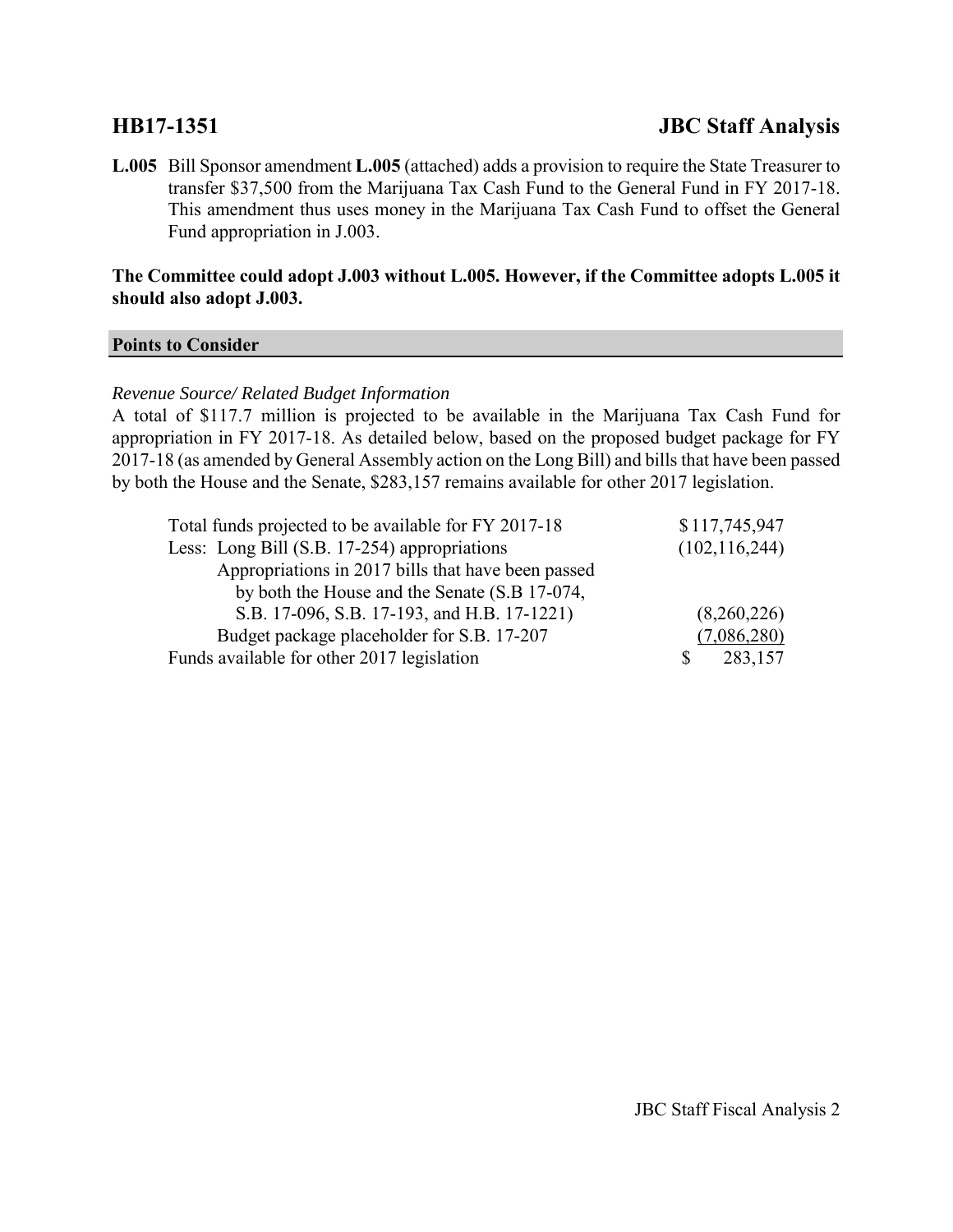## HB17-1351 JBC Staff Analysis

**L.005** Bill Sponsor amendment **L.005** (attached) adds a provision to require the State Treasurer to transfer $37,500 from the Marijuana Tax Cash Fund to the General Fund in FY 2017-18. This amendment thus uses money in the Marijuana Tax Cash Fund to offset the General Fund appropriation in J.003.

**The Committee could adopt J.003 without L.005. However, if the Committee adopts L.005 it should also adopt J.003.**

### Points to Consider

*Revenue Source/ Related Budget Information*

A total of $117.7 million is projected to be available in the Marijuana Tax Cash Fund for appropriation in FY 2017-18. As detailed below, based on the proposed budget package for FY 2017-18 (as amended by General Assembly action on the Long Bill) and bills that have been passed by both the House and the Senate, $283,157 remains available for other 2017 legislation.

| | |
|---|---|
| Total funds projected to be available for FY 2017-18 | $117,745,947 |
| Less: Long Bill (S.B. 17-254) appropriations | (102,116,244) |
| Appropriations in 2017 bills that have been passed by both the House and the Senate (S.B 17-074, S.B. 17-096, S.B. 17-193, and H.B. 17-1221) | (8,260,226) |
| Budget package placeholder for S.B. 17-207 | (7,086,280) |
| Funds available for other 2017 legislation | $ 283,157 |